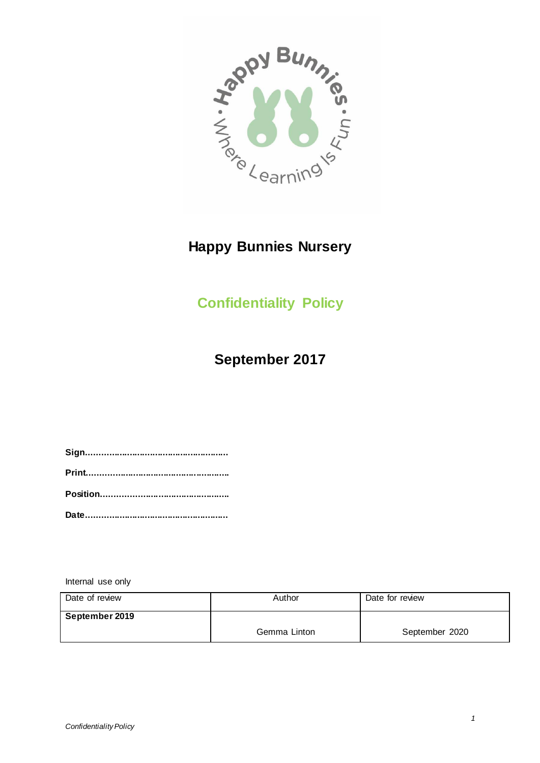# Happy Bunnies Nursery

## Confidentiality Policy

## September 2017

**Sign………………………………………………**

**Print………………………………………………**

**Position…………………………………………..**

**Date………………………………………………**

Internal use only

| Date of review | Author | Date for review |
|---|---|---|
| **September 2019** | Gemma Linton | September 2020 |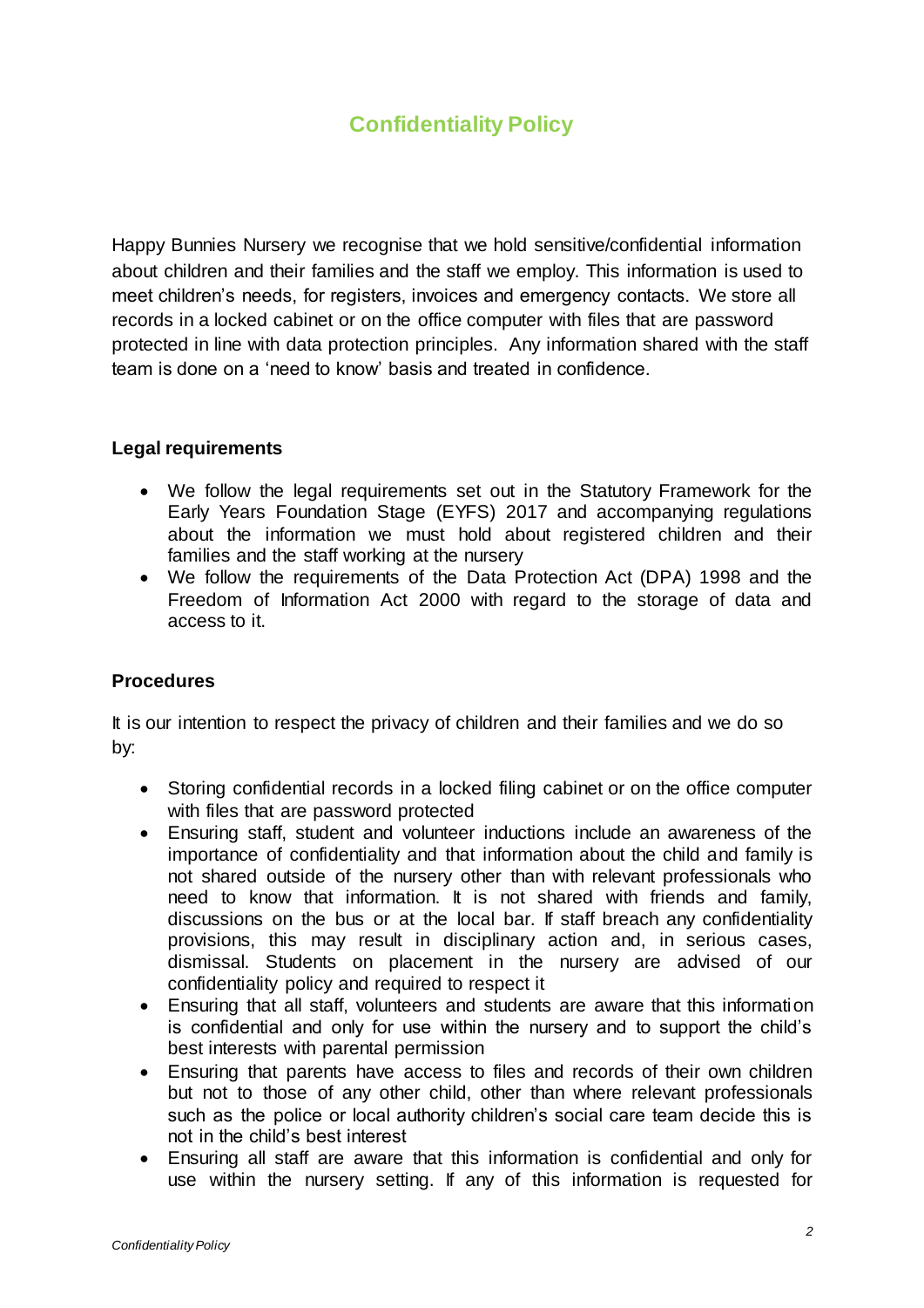# Confidentiality Policy

Happy Bunnies Nursery we recognise that we hold sensitive/confidential information about children and their families and the staff we employ. This information is used to meet children's needs, for registers, invoices and emergency contacts. We store all records in a locked cabinet or on the office computer with files that are password protected in line with data protection principles. Any information shared with the staff team is done on a 'need to know' basis and treated in confidence.

### Legal requirements

- We follow the legal requirements set out in the Statutory Framework for the Early Years Foundation Stage (EYFS) 2017 and accompanying regulations about the information we must hold about registered children and their families and the staff working at the nursery
- We follow the requirements of the Data Protection Act (DPA) 1998 and the Freedom of Information Act 2000 with regard to the storage of data and access to it.

### Procedures

It is our intention to respect the privacy of children and their families and we do so by:

- Storing confidential records in a locked filing cabinet or on the office computer with files that are password protected
- Ensuring staff, student and volunteer inductions include an awareness of the importance of confidentiality and that information about the child and family is not shared outside of the nursery other than with relevant professionals who need to know that information. It is not shared with friends and family, discussions on the bus or at the local bar. If staff breach any confidentiality provisions, this may result in disciplinary action and, in serious cases, dismissal. Students on placement in the nursery are advised of our confidentiality policy and required to respect it
- Ensuring that all staff, volunteers and students are aware that this information is confidential and only for use within the nursery and to support the child's best interests with parental permission
- Ensuring that parents have access to files and records of their own children but not to those of any other child, other than where relevant professionals such as the police or local authority children's social care team decide this is not in the child's best interest
- Ensuring all staff are aware that this information is confidential and only for use within the nursery setting. If any of this information is requested for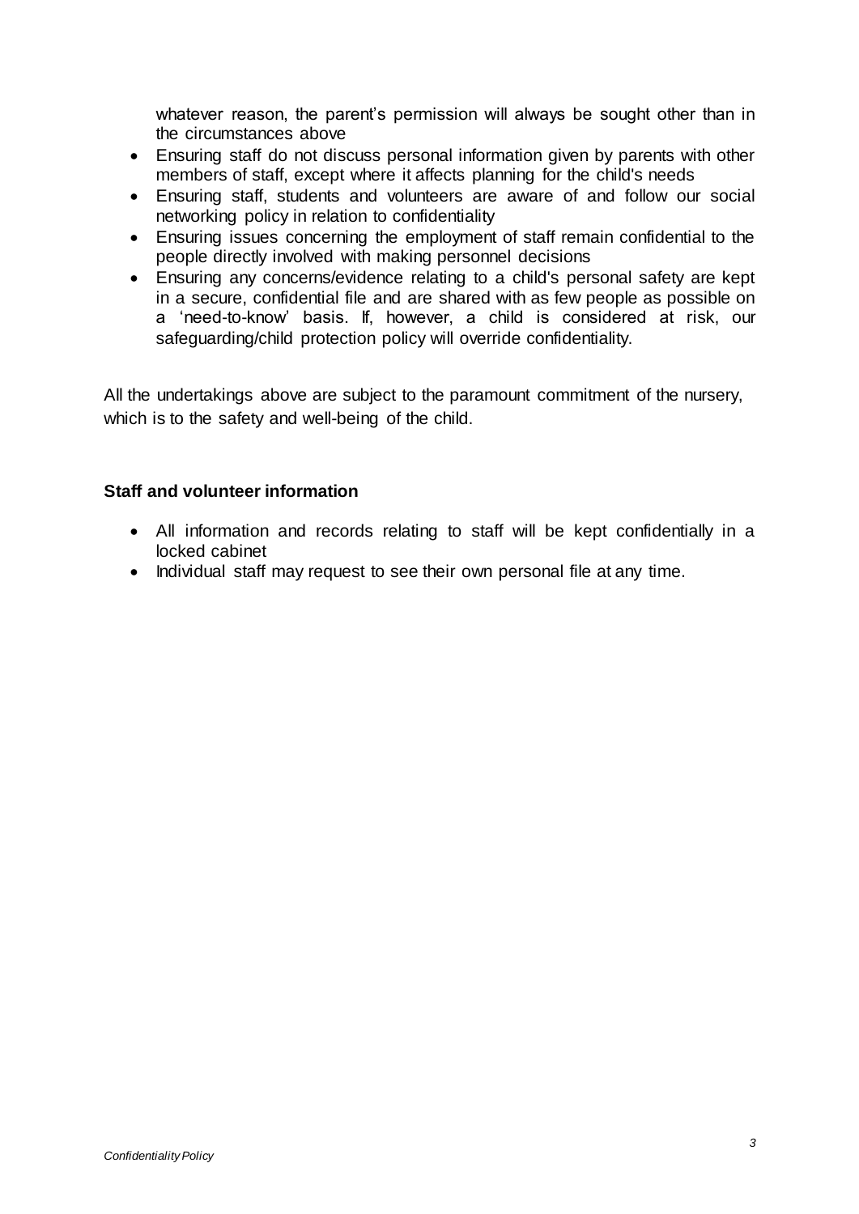whatever reason, the parent's permission will always be sought other than in the circumstances above

- Ensuring staff do not discuss personal information given by parents with other members of staff, except where it affects planning for the child's needs
- Ensuring staff, students and volunteers are aware of and follow our social networking policy in relation to confidentiality
- Ensuring issues concerning the employment of staff remain confidential to the people directly involved with making personnel decisions
- Ensuring any concerns/evidence relating to a child's personal safety are kept in a secure, confidential file and are shared with as few people as possible on a 'need-to-know' basis. If, however, a child is considered at risk, our safeguarding/child protection policy will override confidentiality.

All the undertakings above are subject to the paramount commitment of the nursery, which is to the safety and well-being of the child.

**Staff and volunteer information**

- All information and records relating to staff will be kept confidentially in a locked cabinet
- Individual staff may request to see their own personal file at any time.